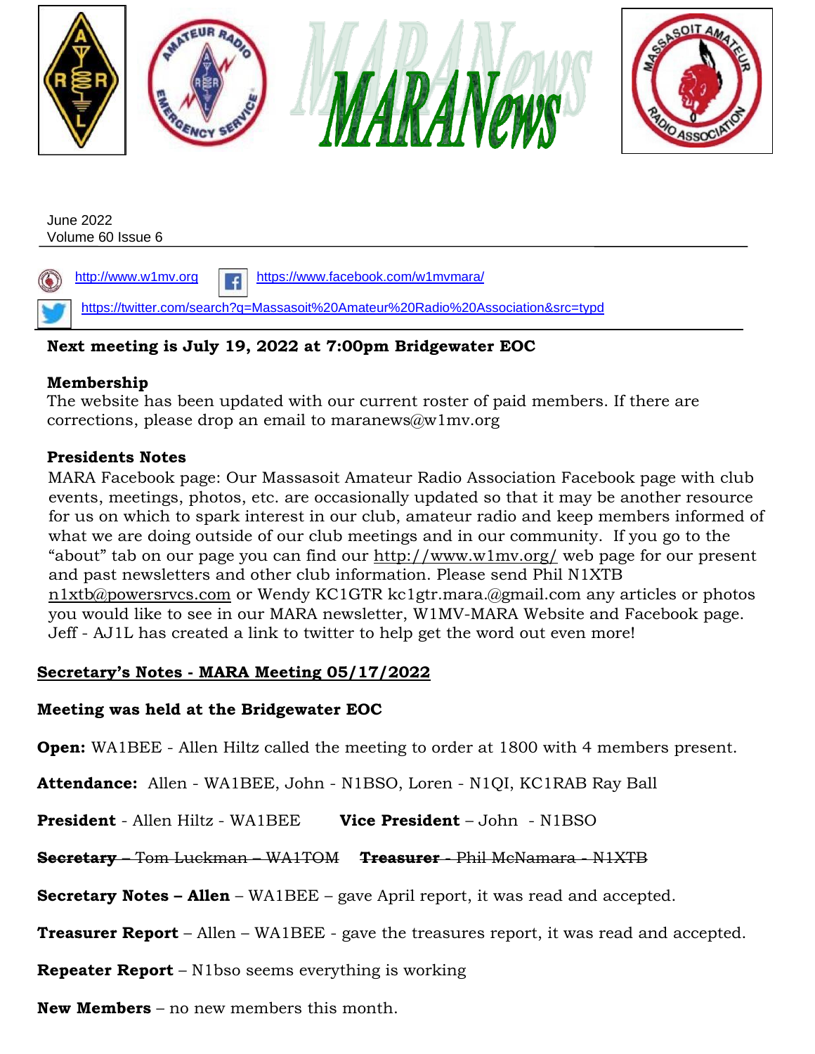# MARANews

June 2022
Volume 60 Issue 6

http://www.w1mv.org https://www.facebook.com/w1mvmara/

https://twitter.com/search?q=Massasoit%20Amateur%20Radio%20Association&src=typd

**Next meeting is July 19, 2022 at 7:00pm Bridgewater EOC**

### Membership

The website has been updated with our current roster of paid members. If there are corrections, please drop an email to maranews@w1mv.org

### Presidents Notes

MARA Facebook page: Our Massasoit Amateur Radio Association Facebook page with club events, meetings, photos, etc. are occasionally updated so that it may be another resource for us on which to spark interest in our club, amateur radio and keep members informed of what we are doing outside of our club meetings and in our community. If you go to the "about" tab on our page you can find our http://www.w1mv.org/ web page for our present and past newsletters and other club information. Please send Phil N1XTB n1xtb@powersrvcs.com or Wendy KC1GTR kc1gtr.mara.@gmail.com any articles or photos you would like to see in our MARA newsletter, W1MV-MARA Website and Facebook page. Jeff - AJ1L has created a link to twitter to help get the word out even more!

## Secretary's Notes - MARA Meeting 05/17/2022

**Meeting was held at the Bridgewater EOC**

**Open:** WA1BEE - Allen Hiltz called the meeting to order at 1800 with 4 members present.

**Attendance:** Allen - WA1BEE, John - N1BSO, Loren - N1QI, KC1RAB Ray Ball

**President** - Allen Hiltz - WA1BEE **Vice President** – John - N1BSO

~~**Secretary** – Tom Luckman – WA1TOM~~ ~~**Treasurer** - Phil McNamara - N1XTB~~

**Secretary Notes – Allen** – WA1BEE – gave April report, it was read and accepted.

**Treasurer Report** – Allen – WA1BEE - gave the treasures report, it was read and accepted.

**Repeater Report** – N1bso seems everything is working

**New Members** – no new members this month.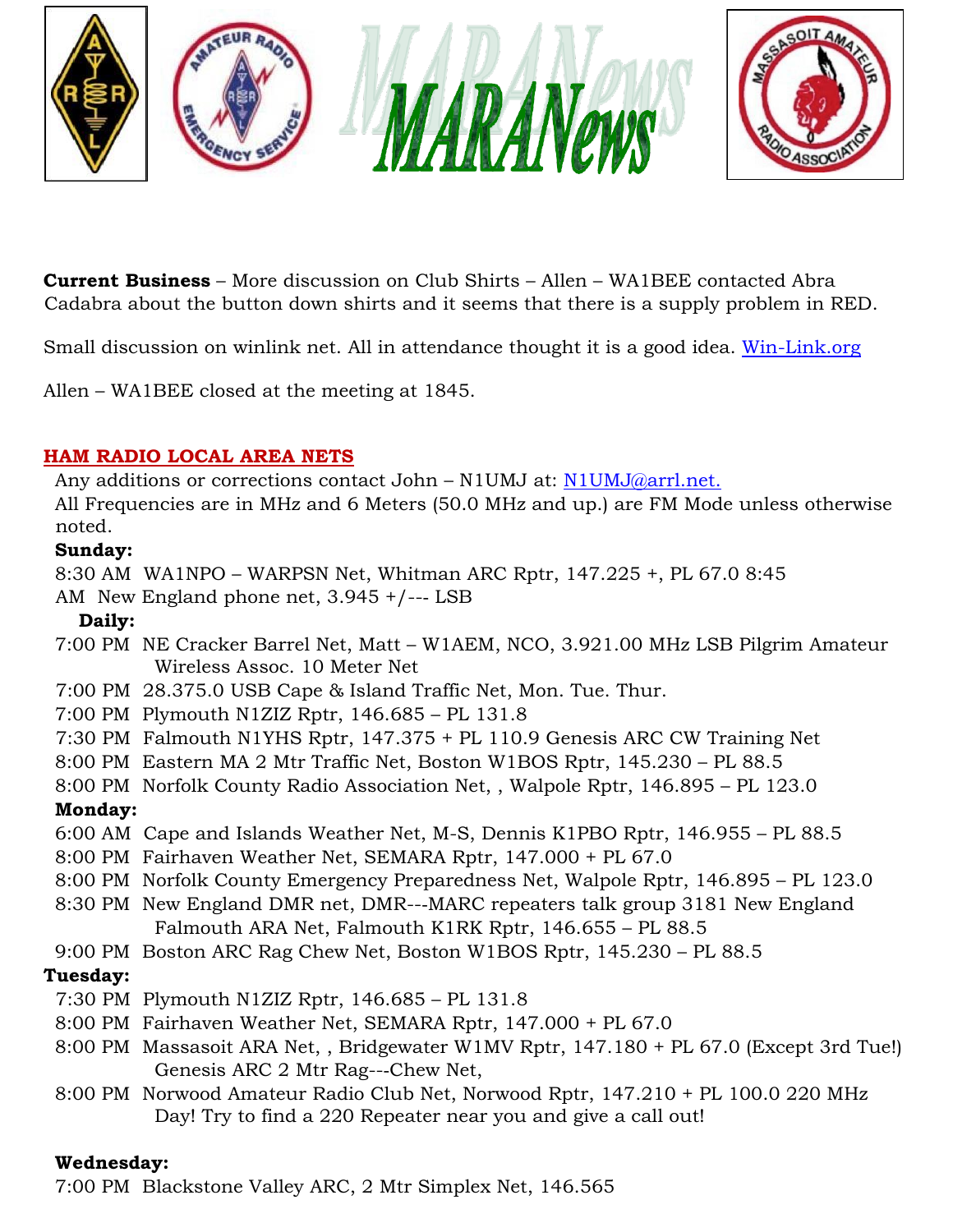**Current Business** – More discussion on Club Shirts – Allen – WA1BEE contacted Abra Cadabra about the button down shirts and it seems that there is a supply problem in RED.

Small discussion on winlink net. All in attendance thought it is a good idea. Win-Link.org

Allen – WA1BEE closed at the meeting at 1845.

## HAM RADIO LOCAL AREA NETS

Any additions or corrections contact John – N1UMJ at: N1UMJ@arrl.net.

All Frequencies are in MHz and 6 Meters (50.0 MHz and up.) are FM Mode unless otherwise noted.

**Sunday:**

8:30 AM WA1NPO – WARPSN Net, Whitman ARC Rptr, 147.225 +, PL 67.0 8:45 AM New England phone net, 3.945 +/--- LSB

**Daily:**

7:00 PM NE Cracker Barrel Net, Matt – W1AEM, NCO, 3.921.00 MHz LSB Pilgrim Amateur Wireless Assoc. 10 Meter Net

7:00 PM 28.375.0 USB Cape & Island Traffic Net, Mon. Tue. Thur.

7:00 PM Plymouth N1ZIZ Rptr, 146.685 – PL 131.8

7:30 PM Falmouth N1YHS Rptr, 147.375 + PL 110.9 Genesis ARC CW Training Net

8:00 PM Eastern MA 2 Mtr Traffic Net, Boston W1BOS Rptr, 145.230 – PL 88.5

8:00 PM Norfolk County Radio Association Net, , Walpole Rptr, 146.895 – PL 123.0

**Monday:**

6:00 AM Cape and Islands Weather Net, M-S, Dennis K1PBO Rptr, 146.955 – PL 88.5

8:00 PM Fairhaven Weather Net, SEMARA Rptr, 147.000 + PL 67.0

8:00 PM Norfolk County Emergency Preparedness Net, Walpole Rptr, 146.895 – PL 123.0

8:30 PM New England DMR net, DMR---MARC repeaters talk group 3181 New England Falmouth ARA Net, Falmouth K1RK Rptr, 146.655 – PL 88.5

9:00 PM Boston ARC Rag Chew Net, Boston W1BOS Rptr, 145.230 – PL 88.5

**Tuesday:**

7:30 PM Plymouth N1ZIZ Rptr, 146.685 – PL 131.8

8:00 PM Fairhaven Weather Net, SEMARA Rptr, 147.000 + PL 67.0

8:00 PM Massasoit ARA Net, , Bridgewater W1MV Rptr, 147.180 + PL 67.0 (Except 3rd Tue!) Genesis ARC 2 Mtr Rag---Chew Net,

8:00 PM Norwood Amateur Radio Club Net, Norwood Rptr, 147.210 + PL 100.0 220 MHz Day! Try to find a 220 Repeater near you and give a call out!

**Wednesday:**

7:00 PM Blackstone Valley ARC, 2 Mtr Simplex Net, 146.565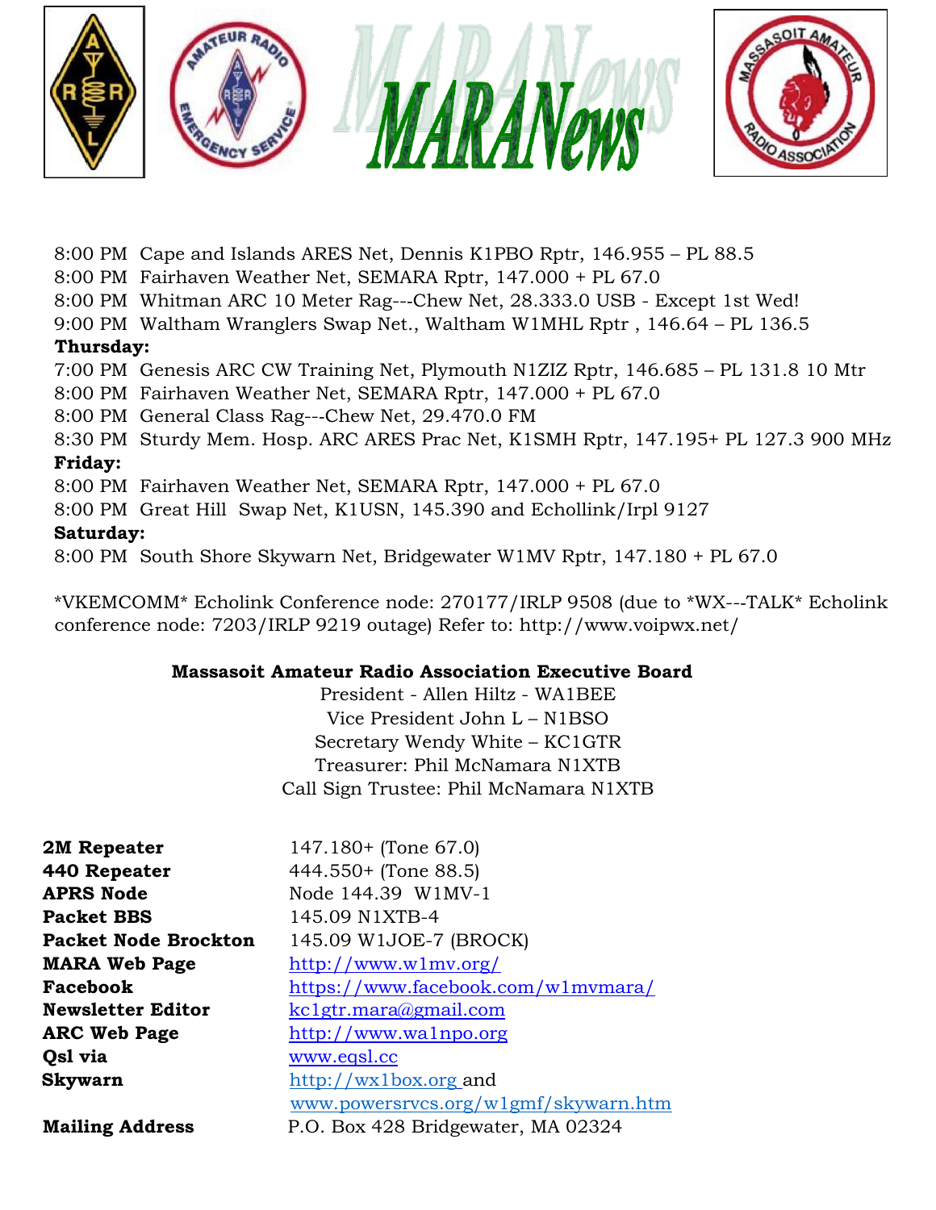# MARANews

8:00 PM Cape and Islands ARES Net, Dennis K1PBO Rptr, 146.955 – PL 88.5
8:00 PM Fairhaven Weather Net, SEMARA Rptr, 147.000 + PL 67.0
8:00 PM Whitman ARC 10 Meter Rag---Chew Net, 28.333.0 USB - Except 1st Wed!
9:00 PM Waltham Wranglers Swap Net., Waltham W1MHL Rptr , 146.64 – PL 136.5

**Thursday:**

7:00 PM Genesis ARC CW Training Net, Plymouth N1ZIZ Rptr, 146.685 – PL 131.8 10 Mtr
8:00 PM Fairhaven Weather Net, SEMARA Rptr, 147.000 + PL 67.0
8:00 PM General Class Rag---Chew Net, 29.470.0 FM
8:30 PM Sturdy Mem. Hosp. ARC ARES Prac Net, K1SMH Rptr, 147.195+ PL 127.3 900 MHz

**Friday:**

8:00 PM Fairhaven Weather Net, SEMARA Rptr, 147.000 + PL 67.0
8:00 PM Great Hill Swap Net, K1USN, 145.390 and Echollink/Irpl 9127

**Saturday:**

8:00 PM South Shore Skywarn Net, Bridgewater W1MV Rptr, 147.180 + PL 67.0

*VKEMCOMM* Echolink Conference node: 270177/IRLP 9508 (due to *WX---TALK* Echolink conference node: 7203/IRLP 9219 outage) Refer to: http://www.voipwx.net/

**Massasoit Amateur Radio Association Executive Board**

President - Allen Hiltz - WA1BEE
Vice President John L – N1BSO
Secretary Wendy White – KC1GTR
Treasurer: Phil McNamara N1XTB
Call Sign Trustee: Phil McNamara N1XTB

| | |
|---|---|
| **2M Repeater** | 147.180+ (Tone 67.0) |
| **440 Repeater** | 444.550+ (Tone 88.5) |
| **APRS Node** | Node 144.39 W1MV-1 |
| **Packet BBS** | 145.09 N1XTB-4 |
| **Packet Node Brockton** | 145.09 W1JOE-7 (BROCK) |
| **MARA Web Page** | http://www.w1mv.org/ |
| **Facebook** | https://www.facebook.com/w1mvmara/ |
| **Newsletter Editor** | kc1gtr.mara@gmail.com |
| **ARC Web Page** | http://www.wa1npo.org |
| **Qsl via** | www.eqsl.cc |
| **Skywarn** | http://wx1box.org and www.powersrvcs.org/w1gmf/skywarn.htm |
| **Mailing Address** | P.O. Box 428 Bridgewater, MA 02324 |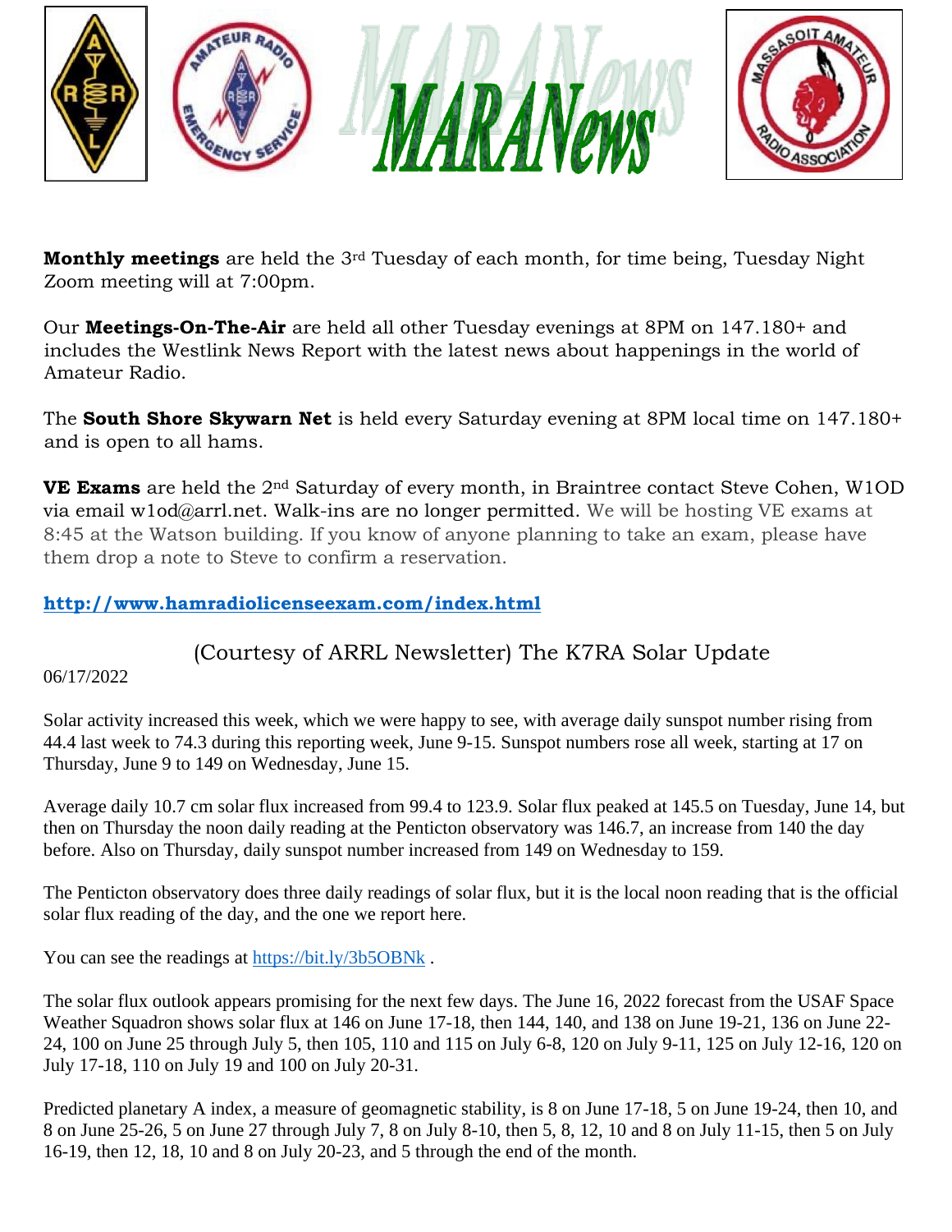**Monthly meetings** are held the 3rd Tuesday of each month, for time being, Tuesday Night Zoom meeting will at 7:00pm.

Our **Meetings-On-The-Air** are held all other Tuesday evenings at 8PM on 147.180+ and includes the Westlink News Report with the latest news about happenings in the world of Amateur Radio.

The **South Shore Skywarn Net** is held every Saturday evening at 8PM local time on 147.180+ and is open to all hams.

**VE Exams** are held the 2nd Saturday of every month, in Braintree contact Steve Cohen, W1OD via email w1od@arrl.net. Walk-ins are no longer permitted. We will be hosting VE exams at 8:45 at the Watson building. If you know of anyone planning to take an exam, please have them drop a note to Steve to confirm a reservation.

**http://www.hamradiolicenseexam.com/index.html**

## (Courtesy of ARRL Newsletter) The K7RA Solar Update

06/17/2022

Solar activity increased this week, which we were happy to see, with average daily sunspot number rising from 44.4 last week to 74.3 during this reporting week, June 9-15. Sunspot numbers rose all week, starting at 17 on Thursday, June 9 to 149 on Wednesday, June 15.

Average daily 10.7 cm solar flux increased from 99.4 to 123.9. Solar flux peaked at 145.5 on Tuesday, June 14, but then on Thursday the noon daily reading at the Penticton observatory was 146.7, an increase from 140 the day before. Also on Thursday, daily sunspot number increased from 149 on Wednesday to 159.

The Penticton observatory does three daily readings of solar flux, but it is the local noon reading that is the official solar flux reading of the day, and the one we report here.

You can see the readings at https://bit.ly/3b5OBNk .

The solar flux outlook appears promising for the next few days. The June 16, 2022 forecast from the USAF Space Weather Squadron shows solar flux at 146 on June 17-18, then 144, 140, and 138 on June 19-21, 136 on June 22-24, 100 on June 25 through July 5, then 105, 110 and 115 on July 6-8, 120 on July 9-11, 125 on July 12-16, 120 on July 17-18, 110 on July 19 and 100 on July 20-31.

Predicted planetary A index, a measure of geomagnetic stability, is 8 on June 17-18, 5 on June 19-24, then 10, and 8 on June 25-26, 5 on June 27 through July 7, 8 on July 8-10, then 5, 8, 12, 10 and 8 on July 11-15, then 5 on July 16-19, then 12, 18, 10 and 8 on July 20-23, and 5 through the end of the month.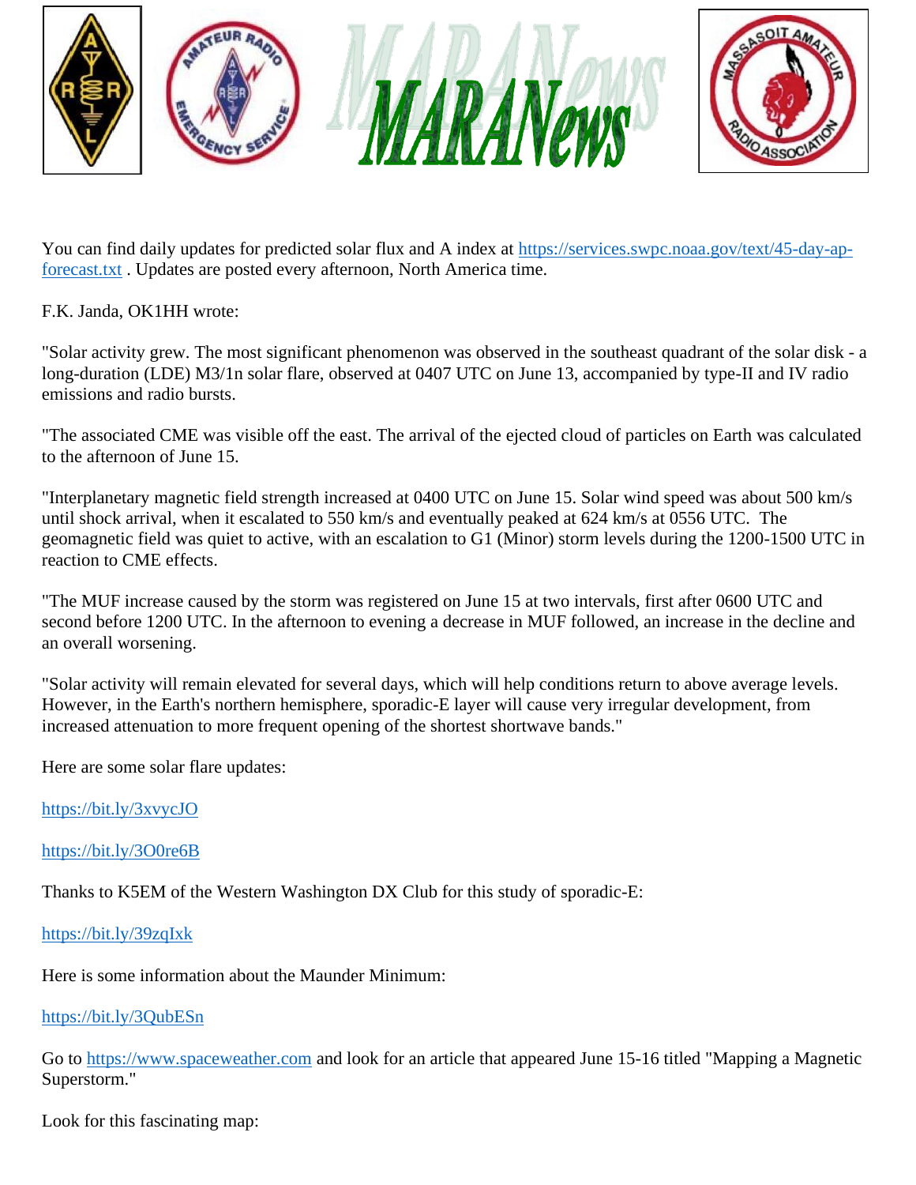You can find daily updates for predicted solar flux and A index at https://services.swpc.noaa.gov/text/45-day-ap-forecast.txt . Updates are posted every afternoon, North America time.

F.K. Janda, OK1HH wrote:

"Solar activity grew. The most significant phenomenon was observed in the southeast quadrant of the solar disk - a long-duration (LDE) M3/1n solar flare, observed at 0407 UTC on June 13, accompanied by type-II and IV radio emissions and radio bursts.

"The associated CME was visible off the east. The arrival of the ejected cloud of particles on Earth was calculated to the afternoon of June 15.

"Interplanetary magnetic field strength increased at 0400 UTC on June 15. Solar wind speed was about 500 km/s until shock arrival, when it escalated to 550 km/s and eventually peaked at 624 km/s at 0556 UTC. The geomagnetic field was quiet to active, with an escalation to G1 (Minor) storm levels during the 1200-1500 UTC in reaction to CME effects.

"The MUF increase caused by the storm was registered on June 15 at two intervals, first after 0600 UTC and second before 1200 UTC. In the afternoon to evening a decrease in MUF followed, an increase in the decline and an overall worsening.

"Solar activity will remain elevated for several days, which will help conditions return to above average levels. However, in the Earth's northern hemisphere, sporadic-E layer will cause very irregular development, from increased attenuation to more frequent opening of the shortest shortwave bands."

Here are some solar flare updates:

https://bit.ly/3xvycJO

https://bit.ly/3O0re6B

Thanks to K5EM of the Western Washington DX Club for this study of sporadic-E:

https://bit.ly/39zqIxk

Here is some information about the Maunder Minimum:

https://bit.ly/3QubESn

Go to https://www.spaceweather.com and look for an article that appeared June 15-16 titled "Mapping a Magnetic Superstorm."

Look for this fascinating map: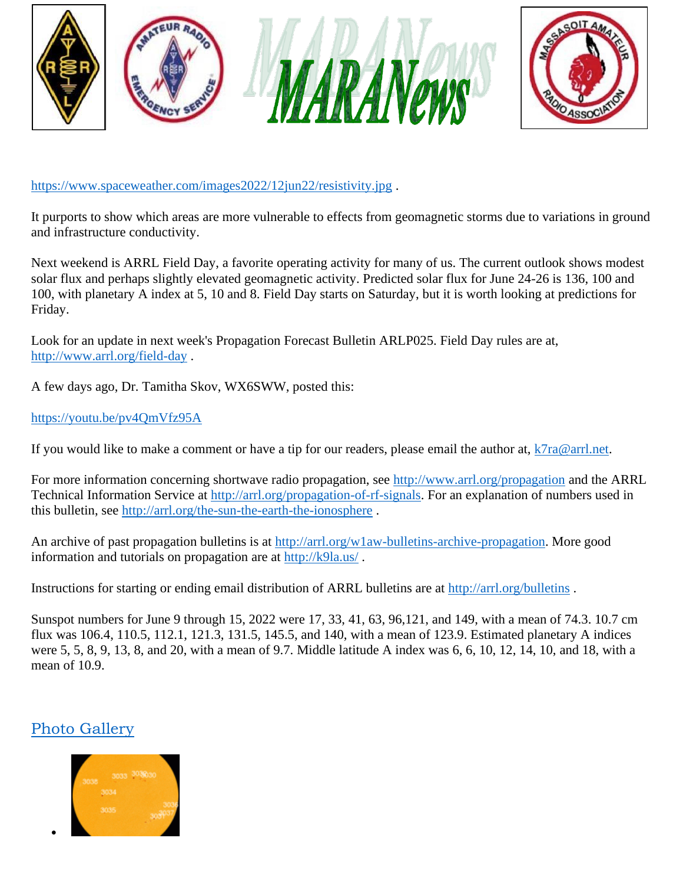https://www.spaceweather.com/images2022/12jun22/resistivity.jpg .

It purports to show which areas are more vulnerable to effects from geomagnetic storms due to variations in ground and infrastructure conductivity.

Next weekend is ARRL Field Day, a favorite operating activity for many of us. The current outlook shows modest solar flux and perhaps slightly elevated geomagnetic activity. Predicted solar flux for June 24-26 is 136, 100 and 100, with planetary A index at 5, 10 and 8. Field Day starts on Saturday, but it is worth looking at predictions for Friday.

Look for an update in next week's Propagation Forecast Bulletin ARLP025. Field Day rules are at, http://www.arrl.org/field-day .

A few days ago, Dr. Tamitha Skov, WX6SWW, posted this:

https://youtu.be/pv4QmVfz95A

If you would like to make a comment or have a tip for our readers, please email the author at, k7ra@arrl.net.

For more information concerning shortwave radio propagation, see http://www.arrl.org/propagation and the ARRL Technical Information Service at http://arrl.org/propagation-of-rf-signals. For an explanation of numbers used in this bulletin, see http://arrl.org/the-sun-the-earth-the-ionosphere .

An archive of past propagation bulletins is at http://arrl.org/w1aw-bulletins-archive-propagation. More good information and tutorials on propagation are at http://k9la.us/ .

Instructions for starting or ending email distribution of ARRL bulletins are at http://arrl.org/bulletins .

Sunspot numbers for June 9 through 15, 2022 were 17, 33, 41, 63, 96,121, and 149, with a mean of 74.3. 10.7 cm flux was 106.4, 110.5, 112.1, 121.3, 131.5, 145.5, and 140, with a mean of 123.9. Estimated planetary A indices were 5, 5, 8, 9, 13, 8, and 20, with a mean of 9.7. Middle latitude A index was 6, 6, 10, 12, 14, 10, and 18, with a mean of 10.9.

## Photo Gallery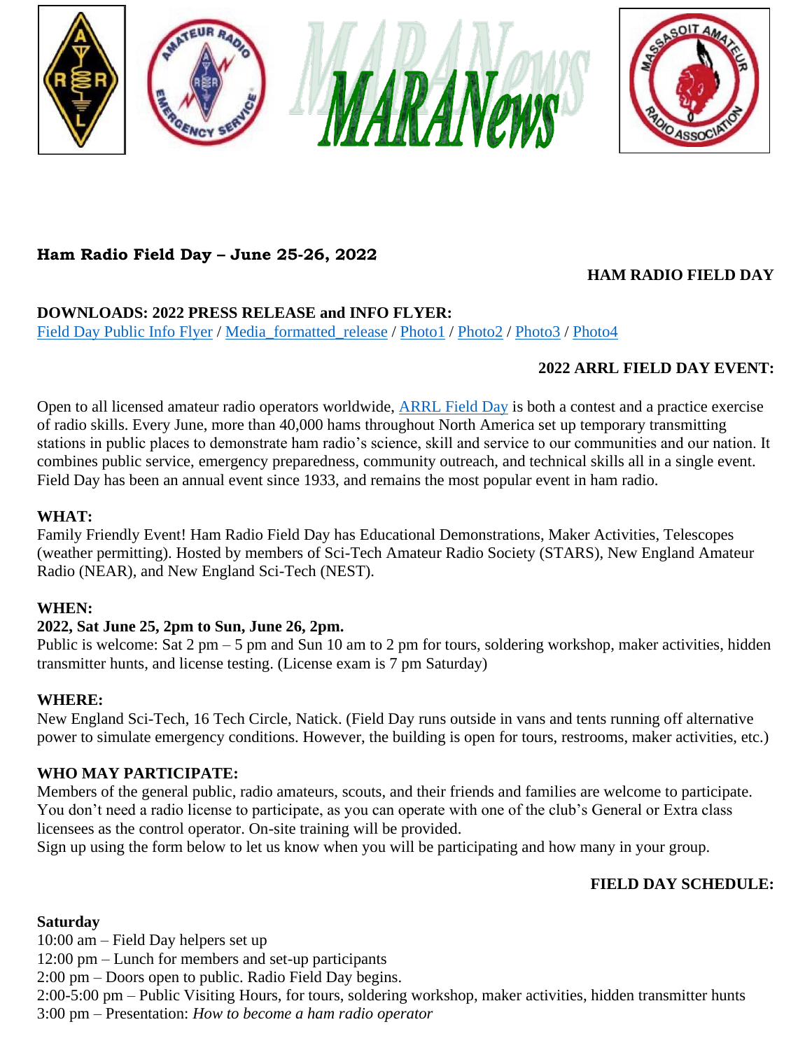## Ham Radio Field Day – June 25-26, 2022

**HAM RADIO FIELD DAY**

**DOWNLOADS: 2022 PRESS RELEASE and INFO FLYER:**
Field Day Public Info Flyer / Media_formatted_release / Photo1 / Photo2 / Photo3 / Photo4

**2022 ARRL FIELD DAY EVENT:**

Open to all licensed amateur radio operators worldwide, ARRL Field Day is both a contest and a practice exercise of radio skills. Every June, more than 40,000 hams throughout North America set up temporary transmitting stations in public places to demonstrate ham radio's science, skill and service to our communities and our nation. It combines public service, emergency preparedness, community outreach, and technical skills all in a single event. Field Day has been an annual event since 1933, and remains the most popular event in ham radio.

**WHAT:**
Family Friendly Event! Ham Radio Field Day has Educational Demonstrations, Maker Activities, Telescopes (weather permitting). Hosted by members of Sci-Tech Amateur Radio Society (STARS), New England Amateur Radio (NEAR), and New England Sci-Tech (NEST).

**WHEN:**
**2022, Sat June 25, 2pm to Sun, June 26, 2pm.**
Public is welcome: Sat 2 pm – 5 pm and Sun 10 am to 2 pm for tours, soldering workshop, maker activities, hidden transmitter hunts, and license testing. (License exam is 7 pm Saturday)

**WHERE:**
New England Sci-Tech, 16 Tech Circle, Natick. (Field Day runs outside in vans and tents running off alternative power to simulate emergency conditions. However, the building is open for tours, restrooms, maker activities, etc.)

**WHO MAY PARTICIPATE:**
Members of the general public, radio amateurs, scouts, and their friends and families are welcome to participate. You don't need a radio license to participate, as you can operate with one of the club's General or Extra class licensees as the control operator. On-site training will be provided.
Sign up using the form below to let us know when you will be participating and how many in your group.

**FIELD DAY SCHEDULE:**

**Saturday**
10:00 am – Field Day helpers set up
12:00 pm – Lunch for members and set-up participants
2:00 pm – Doors open to public. Radio Field Day begins.
2:00-5:00 pm – Public Visiting Hours, for tours, soldering workshop, maker activities, hidden transmitter hunts
3:00 pm – Presentation: *How to become a ham radio operator*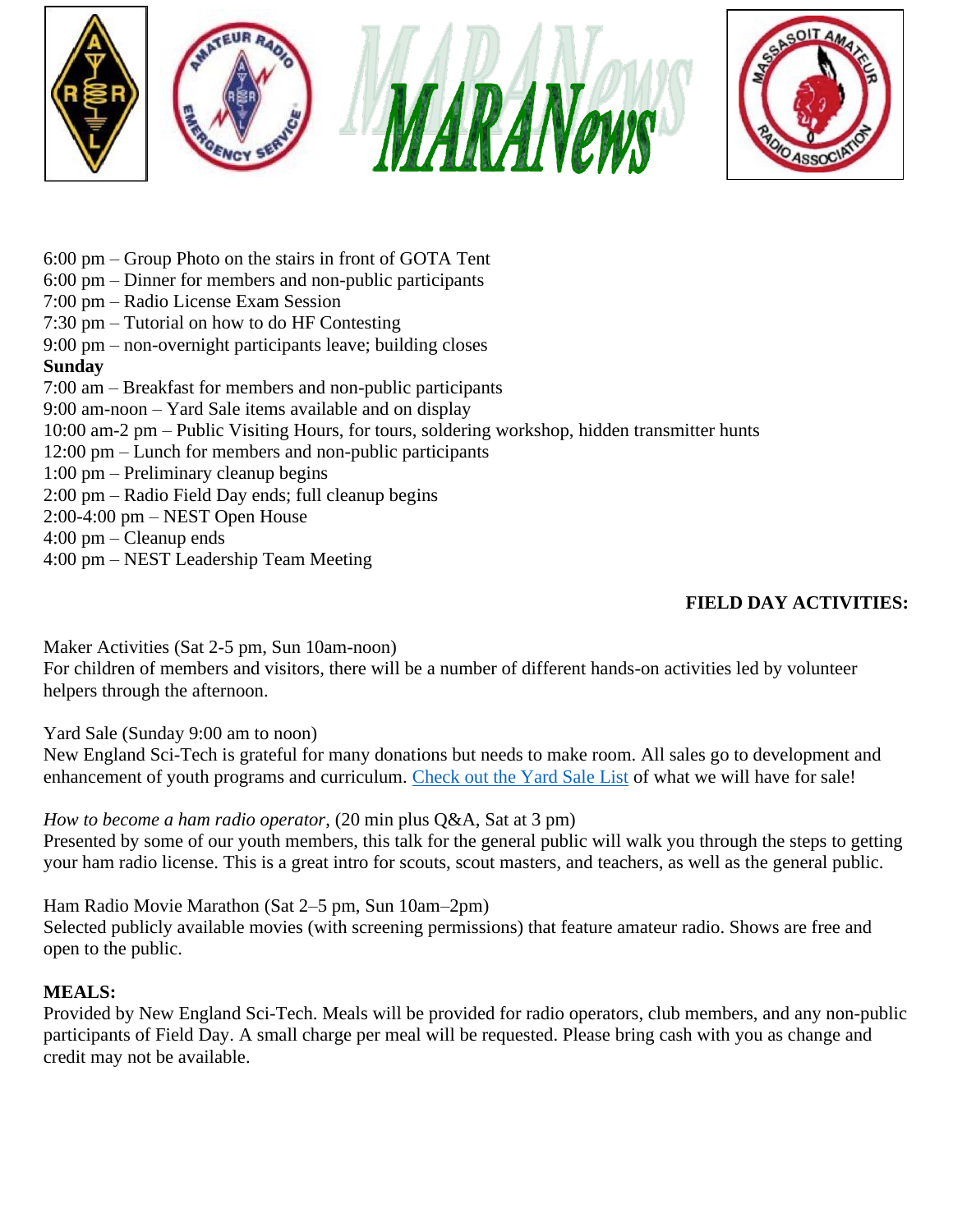6:00 pm – Group Photo on the stairs in front of GOTA Tent
6:00 pm – Dinner for members and non-public participants
7:00 pm – Radio License Exam Session
7:30 pm – Tutorial on how to do HF Contesting
9:00 pm – non-overnight participants leave; building closes

**Sunday**

7:00 am – Breakfast for members and non-public participants
9:00 am-noon – Yard Sale items available and on display
10:00 am-2 pm – Public Visiting Hours, for tours, soldering workshop, hidden transmitter hunts
12:00 pm – Lunch for members and non-public participants
1:00 pm – Preliminary cleanup begins
2:00 pm – Radio Field Day ends; full cleanup begins
2:00-4:00 pm – NEST Open House
4:00 pm – Cleanup ends
4:00 pm – NEST Leadership Team Meeting

**FIELD DAY ACTIVITIES:**

Maker Activities (Sat 2-5 pm, Sun 10am-noon)
For children of members and visitors, there will be a number of different hands-on activities led by volunteer helpers through the afternoon.

Yard Sale (Sunday 9:00 am to noon)
New England Sci-Tech is grateful for many donations but needs to make room. All sales go to development and enhancement of youth programs and curriculum. Check out the Yard Sale List of what we will have for sale!

*How to become a ham radio operator*, (20 min plus Q&A, Sat at 3 pm)
Presented by some of our youth members, this talk for the general public will walk you through the steps to getting your ham radio license. This is a great intro for scouts, scout masters, and teachers, as well as the general public.

Ham Radio Movie Marathon (Sat 2–5 pm, Sun 10am–2pm)
Selected publicly available movies (with screening permissions) that feature amateur radio. Shows are free and open to the public.

**MEALS:**
Provided by New England Sci-Tech. Meals will be provided for radio operators, club members, and any non-public participants of Field Day. A small charge per meal will be requested. Please bring cash with you as change and credit may not be available.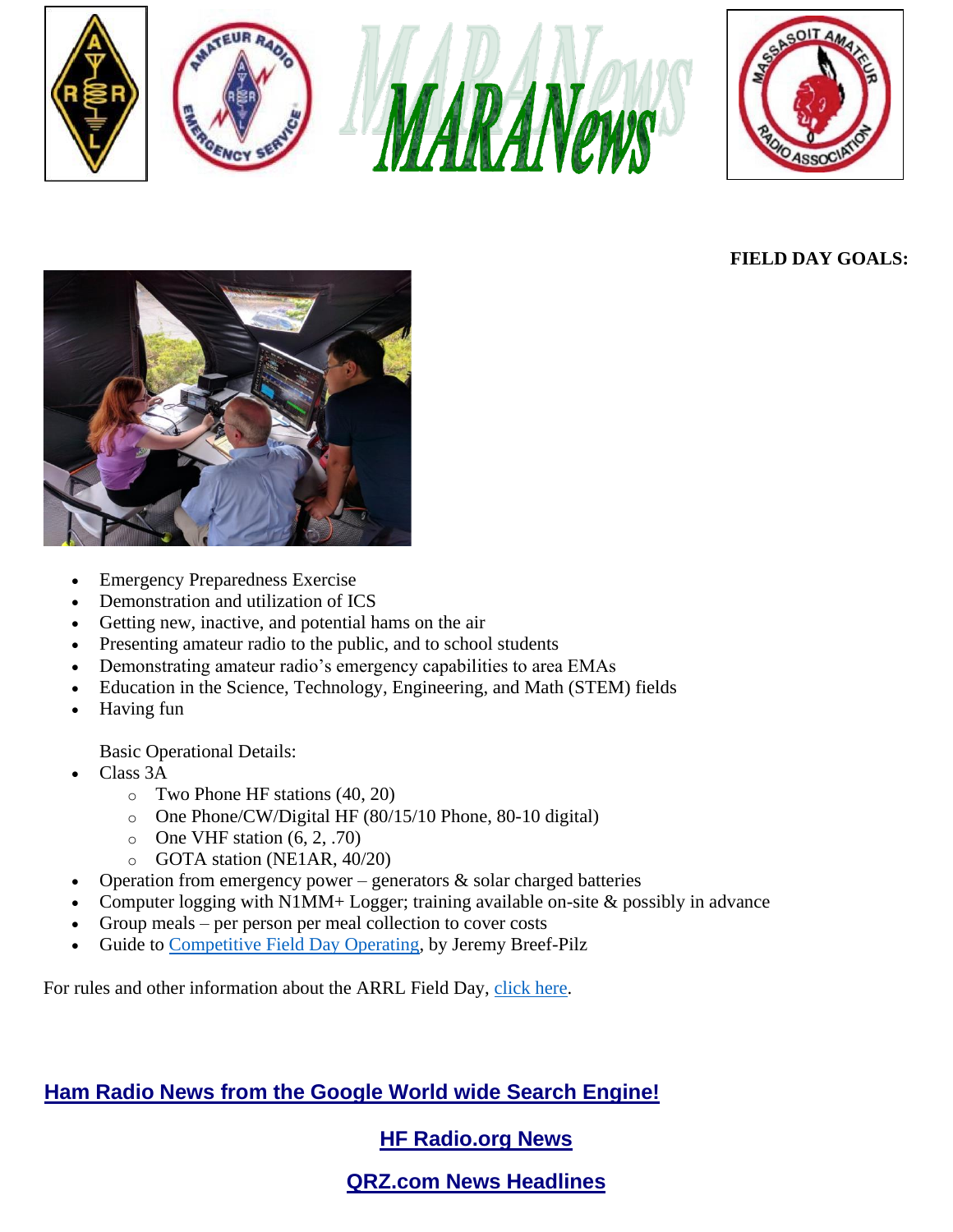**FIELD DAY GOALS:**

- Emergency Preparedness Exercise
- Demonstration and utilization of ICS
- Getting new, inactive, and potential hams on the air
- Presenting amateur radio to the public, and to school students
- Demonstrating amateur radio's emergency capabilities to area EMAs
- Education in the Science, Technology, Engineering, and Math (STEM) fields
- Having fun

Basic Operational Details:

- Class 3A
  - Two Phone HF stations (40, 20)
  - One Phone/CW/Digital HF (80/15/10 Phone, 80-10 digital)
  - One VHF station (6, 2, .70)
  - GOTA station (NE1AR, 40/20)
- Operation from emergency power – generators & solar charged batteries
- Computer logging with N1MM+ Logger; training available on-site & possibly in advance
- Group meals – per person per meal collection to cover costs
- Guide to Competitive Field Day Operating, by Jeremy Breef-Pilz

For rules and other information about the ARRL Field Day, click here.

**Ham Radio News from the Google World wide Search Engine!**

**HF Radio.org News**

**QRZ.com News Headlines**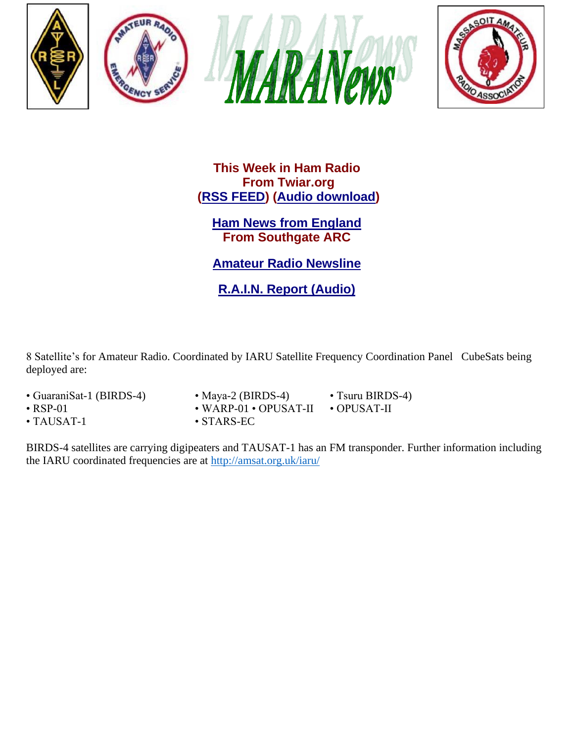**This Week in Ham Radio**
**From Twiar.org**
**(RSS FEED) (Audio download)**

**Ham News from England**
**From Southgate ARC**

**Amateur Radio Newsline**

**R.A.I.N. Report (Audio)**

8 Satellite's for Amateur Radio. Coordinated by IARU Satellite Frequency Coordination Panel CubeSats being deployed are:

- GuaraniSat-1 (BIRDS-4)
- RSP-01
- TAUSAT-1
- Maya-2 (BIRDS-4)
- WARP-01 • OPUSAT-II
- STARS-EC
- Tsuru BIRDS-4)
- OPUSAT-II

BIRDS-4 satellites are carrying digipeaters and TAUSAT-1 has an FM transponder. Further information including the IARU coordinated frequencies are at http://amsat.org.uk/iaru/